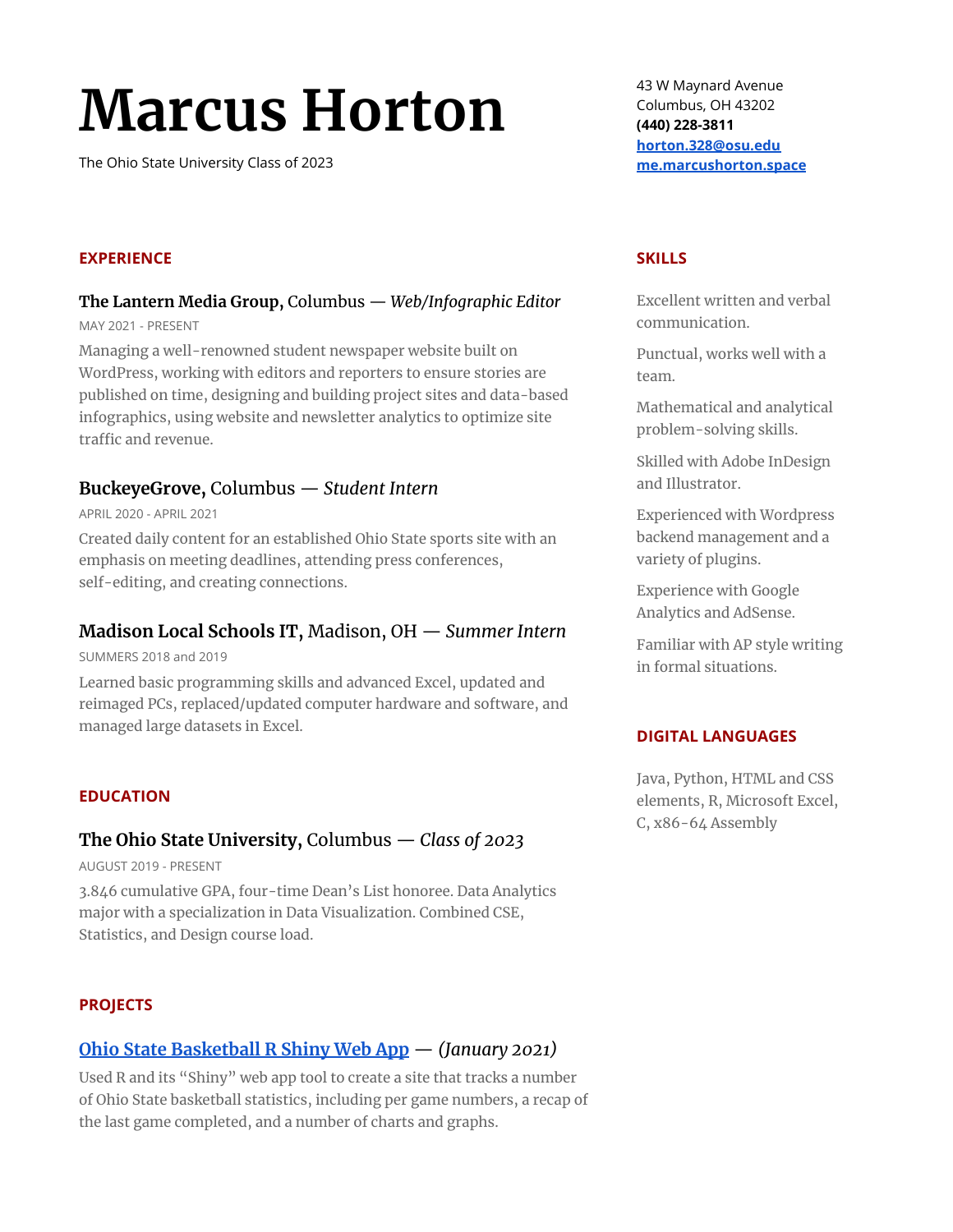# Marcus Horton

The Ohio State University Class of 2023

43 W Maynard Avenue
Columbus, OH 43202
**(440) 228-3811**
**horton.328@osu.edu**
**me.marcushorton.space**

## EXPERIENCE

### **The Lantern Media Group,** Columbus — *Web/Infographic Editor*

MAY 2021 - PRESENT

Managing a well-renowned student newspaper website built on WordPress, working with editors and reporters to ensure stories are published on time, designing and building project sites and data-based infographics, using website and newsletter analytics to optimize site traffic and revenue.

### **BuckeyeGrove,** Columbus — *Student Intern*

APRIL 2020 - APRIL 2021

Created daily content for an established Ohio State sports site with an emphasis on meeting deadlines, attending press conferences, self-editing, and creating connections.

### **Madison Local Schools IT,** Madison, OH — *Summer Intern*

SUMMERS 2018 and 2019

Learned basic programming skills and advanced Excel, updated and reimaged PCs, replaced/updated computer hardware and software, and managed large datasets in Excel.

## EDUCATION

### **The Ohio State University,** Columbus — *Class of 2023*

AUGUST 2019 - PRESENT

3.846 cumulative GPA, four-time Dean's List honoree. Data Analytics major with a specialization in Data Visualization. Combined CSE, Statistics, and Design course load.

## PROJECTS

### Ohio State Basketball R Shiny Web App — *(January 2021)*

Used R and its "Shiny" web app tool to create a site that tracks a number of Ohio State basketball statistics, including per game numbers, a recap of the last game completed, and a number of charts and graphs.

## SKILLS

Excellent written and verbal communication.

Punctual, works well with a team.

Mathematical and analytical problem-solving skills.

Skilled with Adobe InDesign and Illustrator.

Experienced with Wordpress backend management and a variety of plugins.

Experience with Google Analytics and AdSense.

Familiar with AP style writing in formal situations.

## DIGITAL LANGUAGES

Java, Python, HTML and CSS elements, R, Microsoft Excel, C, x86-64 Assembly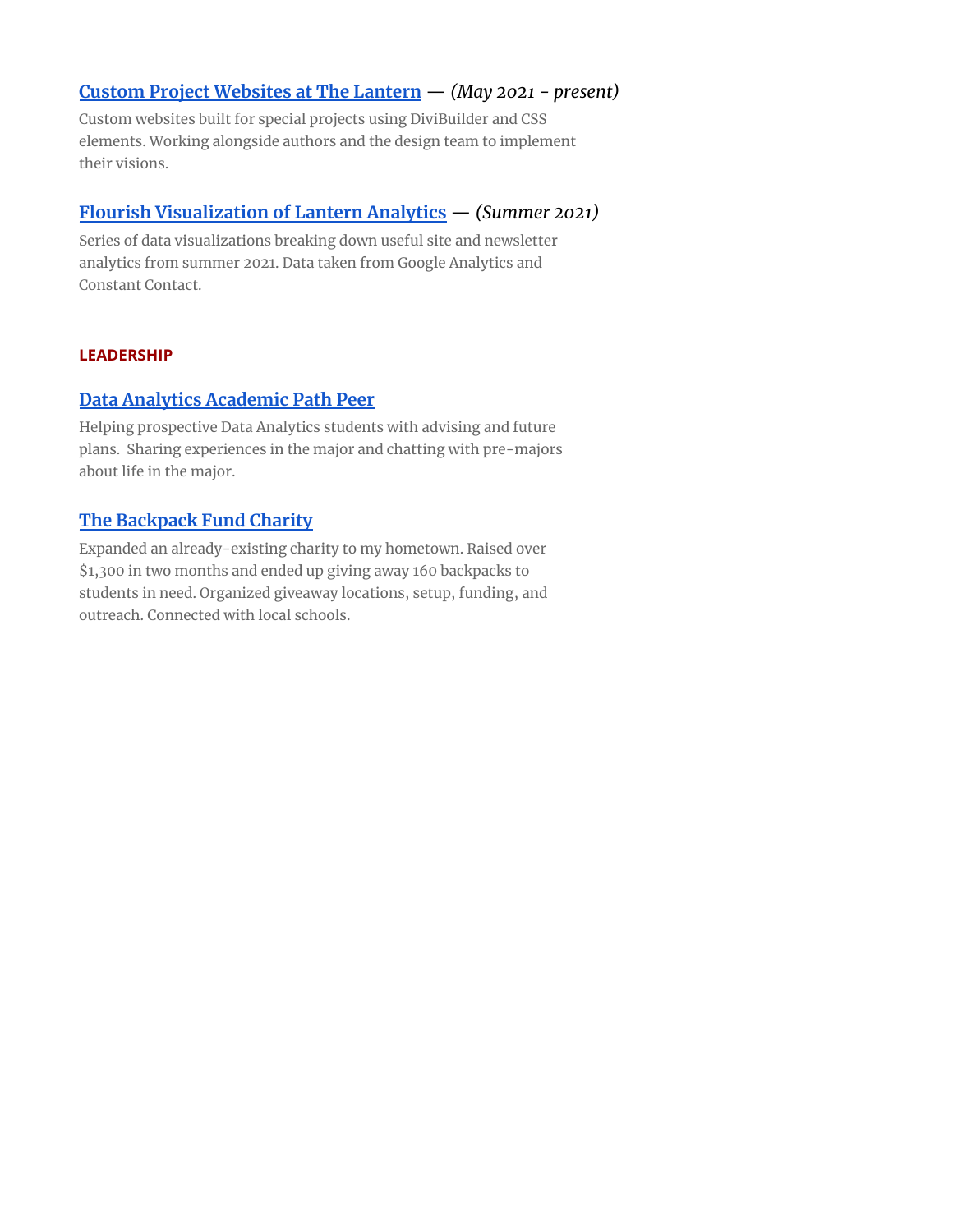### Custom Project Websites at The Lantern — *(May 2021 - present)*

Custom websites built for special projects using DiviBuilder and CSS elements. Working alongside authors and the design team to implement their visions.

### Flourish Visualization of Lantern Analytics — *(Summer 2021)*

Series of data visualizations breaking down useful site and newsletter analytics from summer 2021. Data taken from Google Analytics and Constant Contact.

## LEADERSHIP

### Data Analytics Academic Path Peer

Helping prospective Data Analytics students with advising and future plans.  Sharing experiences in the major and chatting with pre-majors about life in the major.

### The Backpack Fund Charity

Expanded an already-existing charity to my hometown. Raised over $1,300 in two months and ended up giving away 160 backpacks to students in need. Organized giveaway locations, setup, funding, and outreach. Connected with local schools.